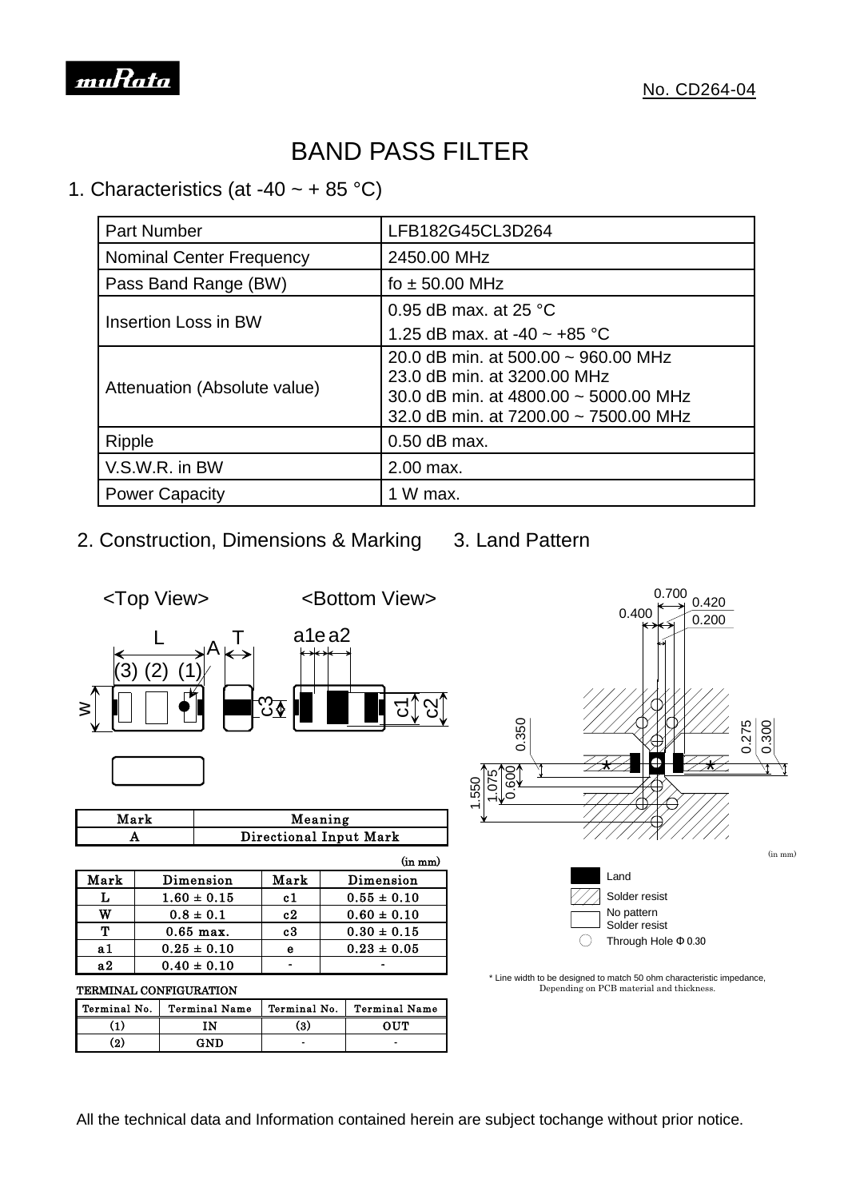No. CD264-04

# BAND PASS FILTER

## 1. Characteristics (at -40 ~ + 85 °C)

| Part Number | LFB182G45CL3D264 |
|---|---|
| Nominal Center Frequency | 2450.00 MHz |
| Pass Band Range (BW) | fo ± 50.00 MHz |
| Insertion Loss in BW | 0.95 dB max. at 25 °C<br>1.25 dB max. at -40 ~ +85 °C |
| Attenuation (Absolute value) | 20.0 dB min. at 500.00 ~ 960.00 MHz<br>23.0 dB min. at 3200.00 MHz<br>30.0 dB min. at 4800.00 ~ 5000.00 MHz<br>32.0 dB min. at 7200.00 ~ 7500.00 MHz |
| Ripple | 0.50 dB max. |
| V.S.W.R. in BW | 2.00 max. |
| Power Capacity | 1 W max. |

## 2. Construction, Dimensions & Marking

<Top View> <Bottom View>

| Mark | Meaning |
|---|---|
| A | Directional Input Mark |

(in mm)

| Mark | Dimension | Mark | Dimension |
|---|---|---|---|
| L | 1.60 ± 0.15 | c1 | 0.55 ± 0.10 |
| W | 0.8 ± 0.1 | c2 | 0.60 ± 0.10 |
| T | 0.65 max. | c3 | 0.30 ± 0.15 |
| a1 | 0.25 ± 0.10 | e | 0.23 ± 0.05 |
| a2 | 0.40 ± 0.10 | - | - |

TERMINAL CONFIGURATION

| Terminal No. | Terminal Name | Terminal No. | Terminal Name |
|---|---|---|---|
| (1) | IN | (3) | OUT |
| (2) | GND | - | - |

## 3. Land Pattern

(in mm)

- Land
- Solder resist
- No pattern Solder resist
- Through Hole Φ 0.30

* Line width to be designed to match 50 ohm characteristic impedance, Depending on PCB material and thickness.

All the technical data and Information contained herein are subject tochange without prior notice.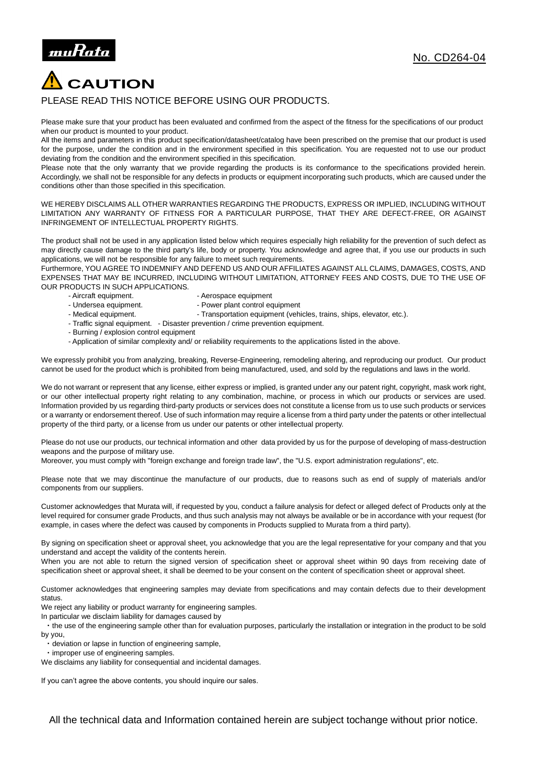muRata

No. CD264-04

# CAUTION

PLEASE READ THIS NOTICE BEFORE USING OUR PRODUCTS.

Please make sure that your product has been evaluated and confirmed from the aspect of the fitness for the specifications of our product when our product is mounted to your product.
All the items and parameters in this product specification/datasheet/catalog have been prescribed on the premise that our product is used for the purpose, under the condition and in the environment specified in this specification. You are requested not to use our product deviating from the condition and the environment specified in this specification.
Please note that the only warranty that we provide regarding the products is its conformance to the specifications provided herein. Accordingly, we shall not be responsible for any defects in products or equipment incorporating such products, which are caused under the conditions other than those specified in this specification.

WE HEREBY DISCLAIMS ALL OTHER WARRANTIES REGARDING THE PRODUCTS, EXPRESS OR IMPLIED, INCLUDING WITHOUT LIMITATION ANY WARRANTY OF FITNESS FOR A PARTICULAR PURPOSE, THAT THEY ARE DEFECT-FREE, OR AGAINST INFRINGEMENT OF INTELLECTUAL PROPERTY RIGHTS.

The product shall not be used in any application listed below which requires especially high reliability for the prevention of such defect as may directly cause damage to the third party's life, body or property. You acknowledge and agree that, if you use our products in such applications, we will not be responsible for any failure to meet such requirements.
Furthermore, YOU AGREE TO INDEMNIFY AND DEFEND US AND OUR AFFILIATES AGAINST ALL CLAIMS, DAMAGES, COSTS, AND EXPENSES THAT MAY BE INCURRED, INCLUDING WITHOUT LIMITATION, ATTORNEY FEES AND COSTS, DUE TO THE USE OF OUR PRODUCTS IN SUCH APPLICATIONS.

- Aircraft equipment.
- Aerospace equipment
- Undersea equipment.
- Power plant control equipment
- Medical equipment.
- Transportation equipment (vehicles, trains, ships, elevator, etc.).
- Traffic signal equipment.
- Disaster prevention / crime prevention equipment.
- Burning / explosion control equipment
- Application of similar complexity and/ or reliability requirements to the applications listed in the above.

We expressly prohibit you from analyzing, breaking, Reverse-Engineering, remodeling altering, and reproducing our product. Our product cannot be used for the product which is prohibited from being manufactured, used, and sold by the regulations and laws in the world.

We do not warrant or represent that any license, either express or implied, is granted under any our patent right, copyright, mask work right, or our other intellectual property right relating to any combination, machine, or process in which our products or services are used. Information provided by us regarding third-party products or services does not constitute a license from us to use such products or services or a warranty or endorsement thereof. Use of such information may require a license from a third party under the patents or other intellectual property of the third party, or a license from us under our patents or other intellectual property.

Please do not use our products, our technical information and other data provided by us for the purpose of developing of mass-destruction weapons and the purpose of military use.
Moreover, you must comply with "foreign exchange and foreign trade law", the "U.S. export administration regulations", etc.

Please note that we may discontinue the manufacture of our products, due to reasons such as end of supply of materials and/or components from our suppliers.

Customer acknowledges that Murata will, if requested by you, conduct a failure analysis for defect or alleged defect of Products only at the level required for consumer grade Products, and thus such analysis may not always be available or be in accordance with your request (for example, in cases where the defect was caused by components in Products supplied to Murata from a third party).

By signing on specification sheet or approval sheet, you acknowledge that you are the legal representative for your company and that you understand and accept the validity of the contents herein.
When you are not able to return the signed version of specification sheet or approval sheet within 90 days from receiving date of specification sheet or approval sheet, it shall be deemed to be your consent on the content of specification sheet or approval sheet.

Customer acknowledges that engineering samples may deviate from specifications and may contain defects due to their development status.
We reject any liability or product warranty for engineering samples.
In particular we disclaim liability for damages caused by

・the use of the engineering sample other than for evaluation purposes, particularly the installation or integration in the product to be sold by you,
・deviation or lapse in function of engineering sample,
・improper use of engineering samples.

We disclaims any liability for consequential and incidental damages.

If you can't agree the above contents, you should inquire our sales.

All the technical data and Information contained herein are subject tochange without prior notice.